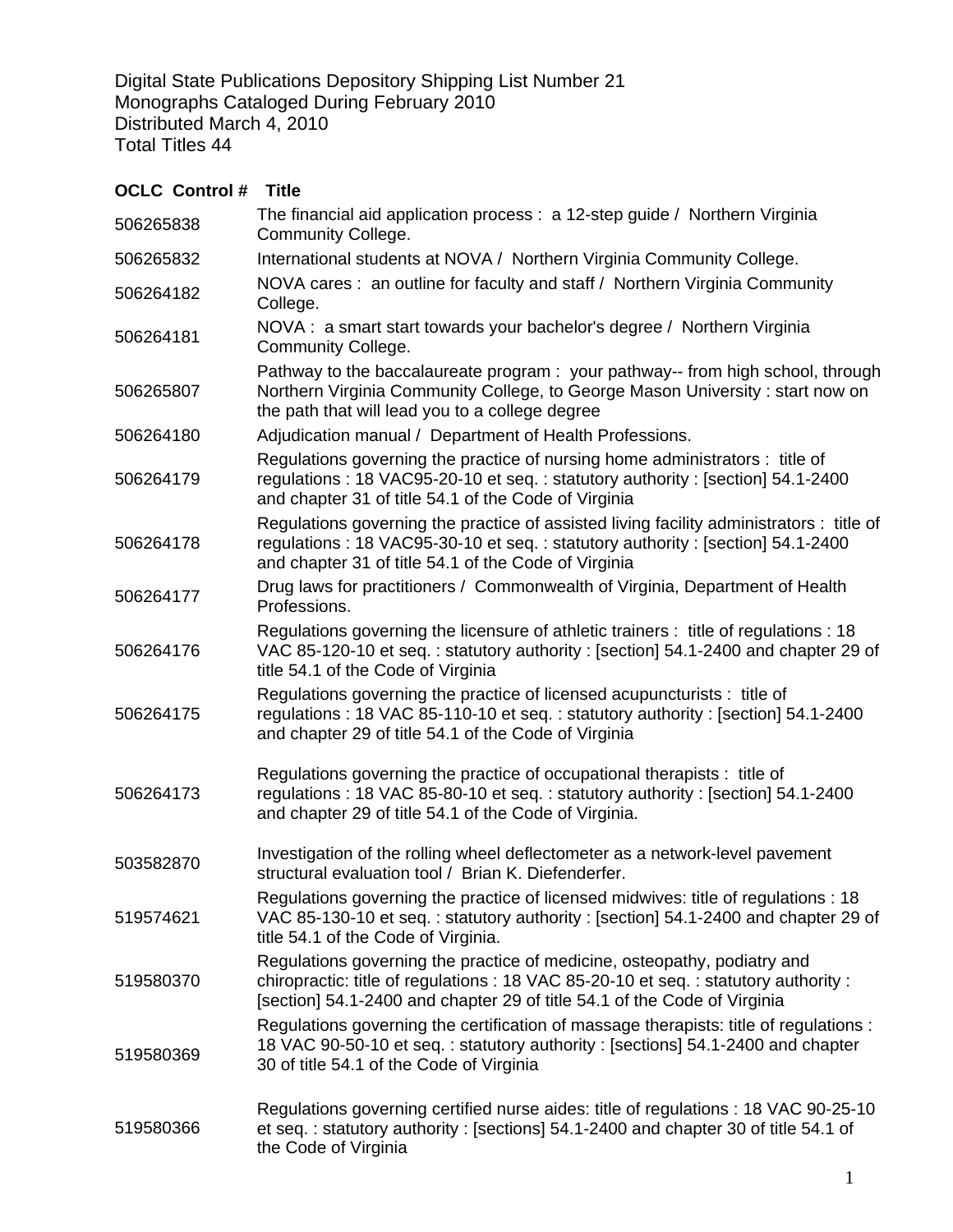Digital State Publications Depository Shipping List Number 21
Monographs Cataloged During February 2010
Distributed March 4, 2010
Total Titles 44

| OCLC Control # | Title |
|---|---|
| 506265838 | The financial aid application process : a 12-step guide / Northern Virginia Community College. |
| 506265832 | International students at NOVA / Northern Virginia Community College. |
| 506264182 | NOVA cares : an outline for faculty and staff / Northern Virginia Community College. |
| 506264181 | NOVA : a smart start towards your bachelor's degree / Northern Virginia Community College. |
| 506265807 | Pathway to the baccalaureate program : your pathway-- from high school, through Northern Virginia Community College, to George Mason University : start now on the path that will lead you to a college degree |
| 506264180 | Adjudication manual / Department of Health Professions. |
| 506264179 | Regulations governing the practice of nursing home administrators : title of regulations : 18 VAC95-20-10 et seq. : statutory authority : [section] 54.1-2400 and chapter 31 of title 54.1 of the Code of Virginia |
| 506264178 | Regulations governing the practice of assisted living facility administrators : title of regulations : 18 VAC95-30-10 et seq. : statutory authority : [section] 54.1-2400 and chapter 31 of title 54.1 of the Code of Virginia |
| 506264177 | Drug laws for practitioners / Commonwealth of Virginia, Department of Health Professions. |
| 506264176 | Regulations governing the licensure of athletic trainers : title of regulations : 18 VAC 85-120-10 et seq. : statutory authority : [section] 54.1-2400 and chapter 29 of title 54.1 of the Code of Virginia |
| 506264175 | Regulations governing the practice of licensed acupuncturists : title of regulations : 18 VAC 85-110-10 et seq. : statutory authority : [section] 54.1-2400 and chapter 29 of title 54.1 of the Code of Virginia |
| 506264173 | Regulations governing the practice of occupational therapists : title of regulations : 18 VAC 85-80-10 et seq. : statutory authority : [section] 54.1-2400 and chapter 29 of title 54.1 of the Code of Virginia. |
| 503582870 | Investigation of the rolling wheel deflectometer as a network-level pavement structural evaluation tool / Brian K. Diefenderfer. |
| 519574621 | Regulations governing the practice of licensed midwives: title of regulations : 18 VAC 85-130-10 et seq. : statutory authority : [section] 54.1-2400 and chapter 29 of title 54.1 of the Code of Virginia. |
| 519580370 | Regulations governing the practice of medicine, osteopathy, podiatry and chiropractic: title of regulations : 18 VAC 85-20-10 et seq. : statutory authority : [section] 54.1-2400 and chapter 29 of title 54.1 of the Code of Virginia |
| 519580369 | Regulations governing the certification of massage therapists: title of regulations : 18 VAC 90-50-10 et seq. : statutory authority : [sections] 54.1-2400 and chapter 30 of title 54.1 of the Code of Virginia |
| 519580366 | Regulations governing certified nurse aides: title of regulations : 18 VAC 90-25-10 et seq. : statutory authority : [sections] 54.1-2400 and chapter 30 of title 54.1 of the Code of Virginia |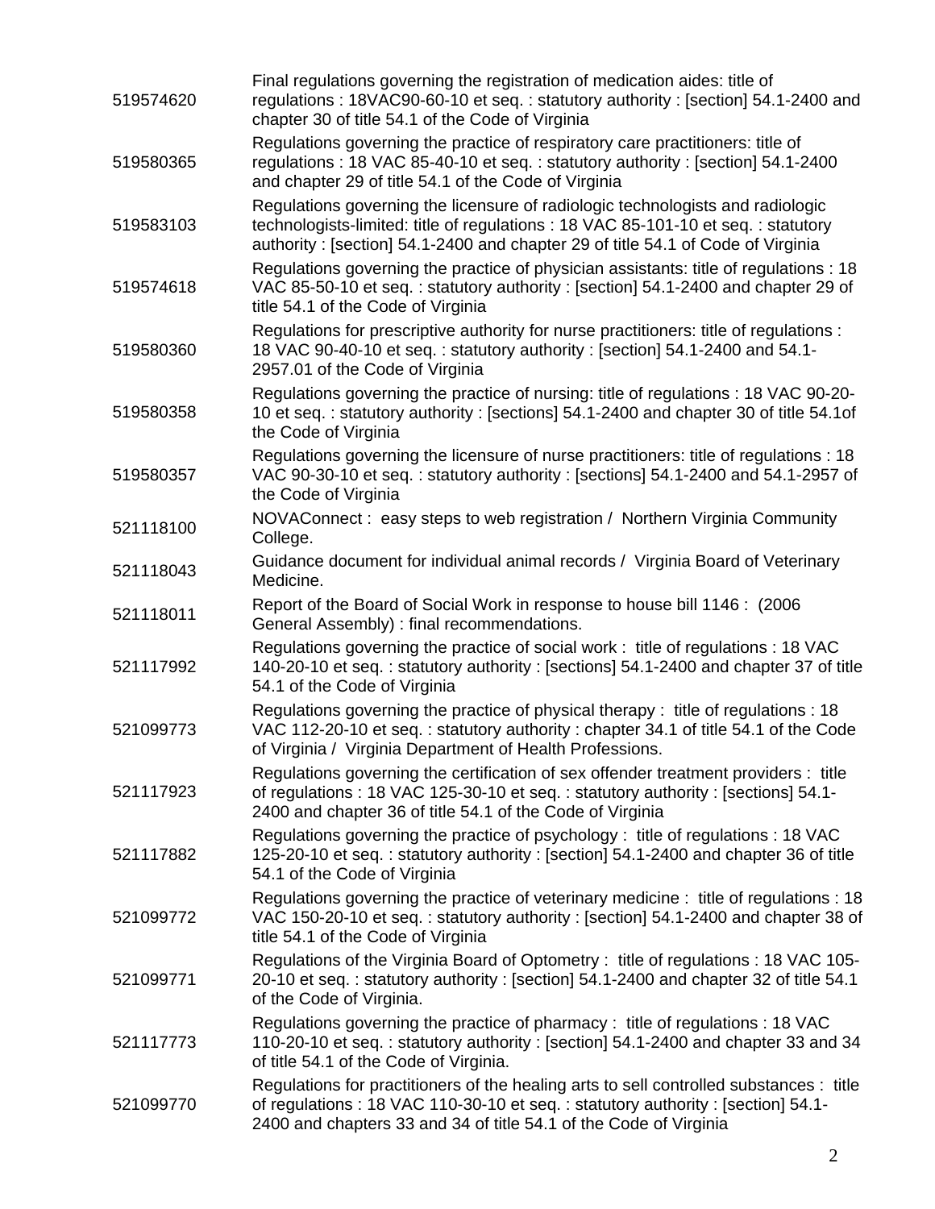| | |
|---|---|
| 519574620 | Final regulations governing the registration of medication aides: title of regulations : 18VAC90-60-10 et seq. : statutory authority : [section] 54.1-2400 and chapter 30 of title 54.1 of the Code of Virginia |
| 519580365 | Regulations governing the practice of respiratory care practitioners: title of regulations : 18 VAC 85-40-10 et seq. : statutory authority : [section] 54.1-2400 and chapter 29 of title 54.1 of the Code of Virginia |
| 519583103 | Regulations governing the licensure of radiologic technologists and radiologic technologists-limited: title of regulations : 18 VAC 85-101-10 et seq. : statutory authority : [section] 54.1-2400 and chapter 29 of title 54.1 of Code of Virginia |
| 519574618 | Regulations governing the practice of physician assistants: title of regulations : 18 VAC 85-50-10 et seq. : statutory authority : [section] 54.1-2400 and chapter 29 of title 54.1 of the Code of Virginia |
| 519580360 | Regulations for prescriptive authority for nurse practitioners: title of regulations : 18 VAC 90-40-10 et seq. : statutory authority : [section] 54.1-2400 and 54.1-2957.01 of the Code of Virginia |
| 519580358 | Regulations governing the practice of nursing: title of regulations : 18 VAC 90-20-10 et seq. : statutory authority : [sections] 54.1-2400 and chapter 30 of title 54.1of the Code of Virginia |
| 519580357 | Regulations governing the licensure of nurse practitioners: title of regulations : 18 VAC 90-30-10 et seq. : statutory authority : [sections] 54.1-2400 and 54.1-2957 of the Code of Virginia |
| 521118100 | NOVAConnect : easy steps to web registration / Northern Virginia Community College. |
| 521118043 | Guidance document for individual animal records / Virginia Board of Veterinary Medicine. |
| 521118011 | Report of the Board of Social Work in response to house bill 1146 : (2006 General Assembly) : final recommendations. |
| 521117992 | Regulations governing the practice of social work : title of regulations : 18 VAC 140-20-10 et seq. : statutory authority : [sections] 54.1-2400 and chapter 37 of title 54.1 of the Code of Virginia |
| 521099773 | Regulations governing the practice of physical therapy : title of regulations : 18 VAC 112-20-10 et seq. : statutory authority : chapter 34.1 of title 54.1 of the Code of Virginia / Virginia Department of Health Professions. |
| 521117923 | Regulations governing the certification of sex offender treatment providers : title of regulations : 18 VAC 125-30-10 et seq. : statutory authority : [sections] 54.1-2400 and chapter 36 of title 54.1 of the Code of Virginia |
| 521117882 | Regulations governing the practice of psychology : title of regulations : 18 VAC 125-20-10 et seq. : statutory authority : [section] 54.1-2400 and chapter 36 of title 54.1 of the Code of Virginia |
| 521099772 | Regulations governing the practice of veterinary medicine : title of regulations : 18 VAC 150-20-10 et seq. : statutory authority : [section] 54.1-2400 and chapter 38 of title 54.1 of the Code of Virginia |
| 521099771 | Regulations of the Virginia Board of Optometry : title of regulations : 18 VAC 105-20-10 et seq. : statutory authority : [section] 54.1-2400 and chapter 32 of title 54.1 of the Code of Virginia. |
| 521117773 | Regulations governing the practice of pharmacy : title of regulations : 18 VAC 110-20-10 et seq. : statutory authority : [section] 54.1-2400 and chapter 33 and 34 of title 54.1 of the Code of Virginia. |
| 521099770 | Regulations for practitioners of the healing arts to sell controlled substances : title of regulations : 18 VAC 110-30-10 et seq. : statutory authority : [section] 54.1-2400 and chapters 33 and 34 of title 54.1 of the Code of Virginia |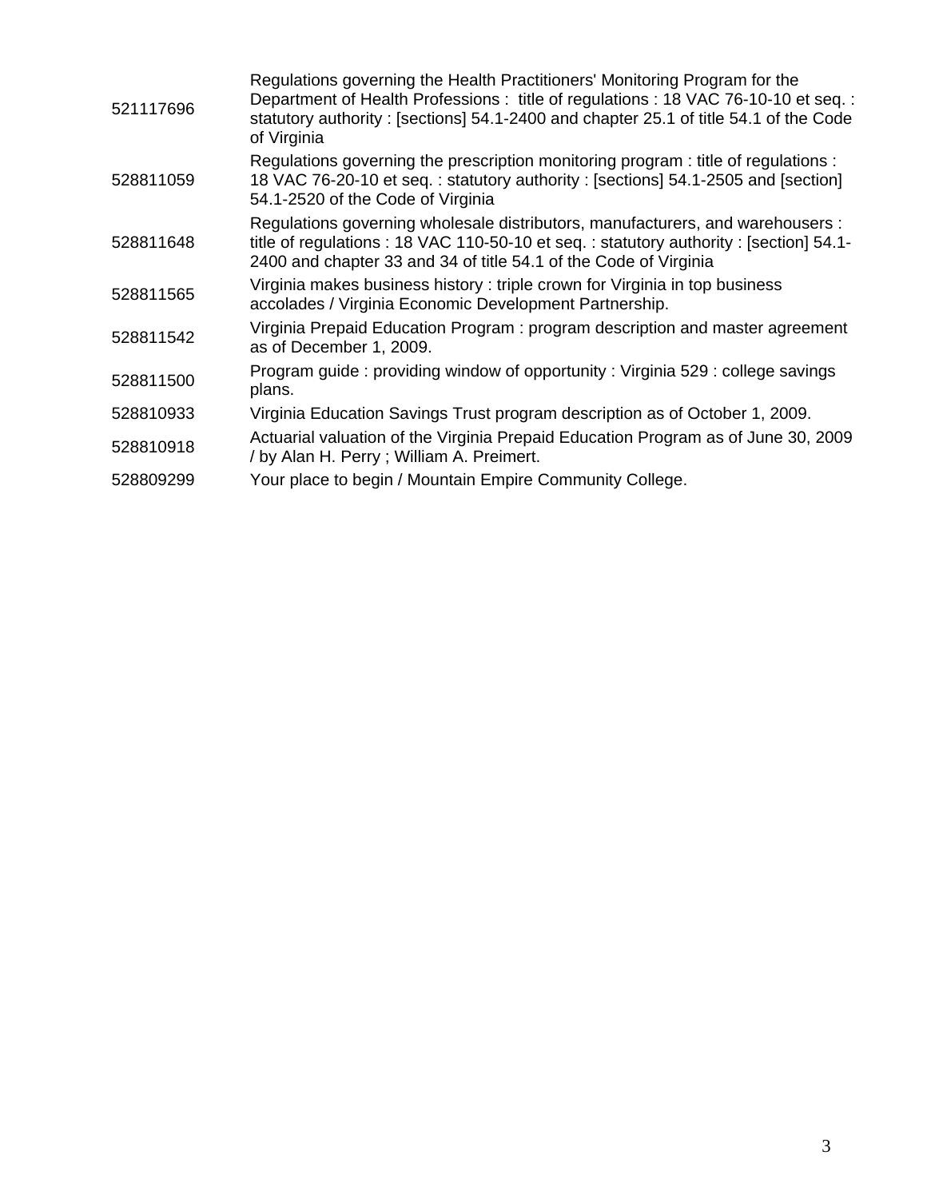| | |
|---|---|
| 521117696 | Regulations governing the Health Practitioners' Monitoring Program for the Department of Health Professions : title of regulations : 18 VAC 76-10-10 et seq. : statutory authority : [sections] 54.1-2400 and chapter 25.1 of title 54.1 of the Code of Virginia |
| 528811059 | Regulations governing the prescription monitoring program : title of regulations : 18 VAC 76-20-10 et seq. : statutory authority : [sections] 54.1-2505 and [section] 54.1-2520 of the Code of Virginia |
| 528811648 | Regulations governing wholesale distributors, manufacturers, and warehousers : title of regulations : 18 VAC 110-50-10 et seq. : statutory authority : [section] 54.1-2400 and chapter 33 and 34 of title 54.1 of the Code of Virginia |
| 528811565 | Virginia makes business history : triple crown for Virginia in top business accolades / Virginia Economic Development Partnership. |
| 528811542 | Virginia Prepaid Education Program : program description and master agreement as of December 1, 2009. |
| 528811500 | Program guide : providing window of opportunity : Virginia 529 : college savings plans. |
| 528810933 | Virginia Education Savings Trust program description as of October 1, 2009. |
| 528810918 | Actuarial valuation of the Virginia Prepaid Education Program as of June 30, 2009 / by Alan H. Perry ; William A. Preimert. |
| 528809299 | Your place to begin / Mountain Empire Community College. |